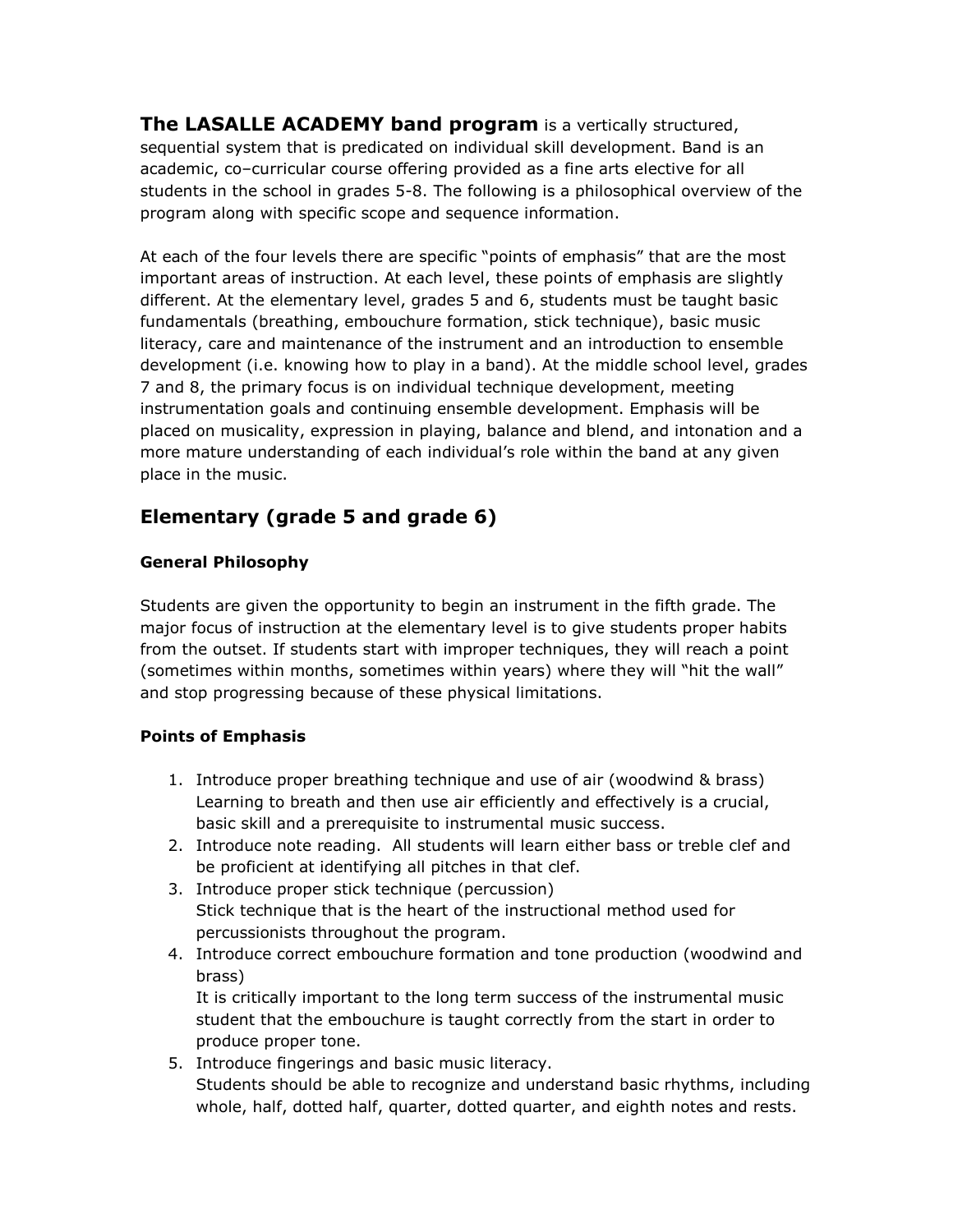**The LASALLE ACADEMY band program** is a vertically structured, sequential system that is predicated on individual skill development. Band is an academic, co–curricular course offering provided as a fine arts elective for all students in the school in grades 5-8. The following is a philosophical overview of the program along with specific scope and sequence information.

At each of the four levels there are specific "points of emphasis" that are the most important areas of instruction. At each level, these points of emphasis are slightly different. At the elementary level, grades 5 and 6, students must be taught basic fundamentals (breathing, embouchure formation, stick technique), basic music literacy, care and maintenance of the instrument and an introduction to ensemble development (i.e. knowing how to play in a band). At the middle school level, grades 7 and 8, the primary focus is on individual technique development, meeting instrumentation goals and continuing ensemble development. Emphasis will be placed on musicality, expression in playing, balance and blend, and intonation and a more mature understanding of each individual's role within the band at any given place in the music.

## Elementary (grade 5 and grade 6)

### General Philosophy

Students are given the opportunity to begin an instrument in the fifth grade. The major focus of instruction at the elementary level is to give students proper habits from the outset. If students start with improper techniques, they will reach a point (sometimes within months, sometimes within years) where they will "hit the wall" and stop progressing because of these physical limitations.

### Points of Emphasis

1. Introduce proper breathing technique and use of air (woodwind & brass)
   Learning to breath and then use air efficiently and effectively is a crucial, basic skill and a prerequisite to instrumental music success.
2. Introduce note reading. All students will learn either bass or treble clef and be proficient at identifying all pitches in that clef.
3. Introduce proper stick technique (percussion)
   Stick technique that is the heart of the instructional method used for percussionists throughout the program.
4. Introduce correct embouchure formation and tone production (woodwind and brass)
   It is critically important to the long term success of the instrumental music student that the embouchure is taught correctly from the start in order to produce proper tone.
5. Introduce fingerings and basic music literacy.
   Students should be able to recognize and understand basic rhythms, including whole, half, dotted half, quarter, dotted quarter, and eighth notes and rests.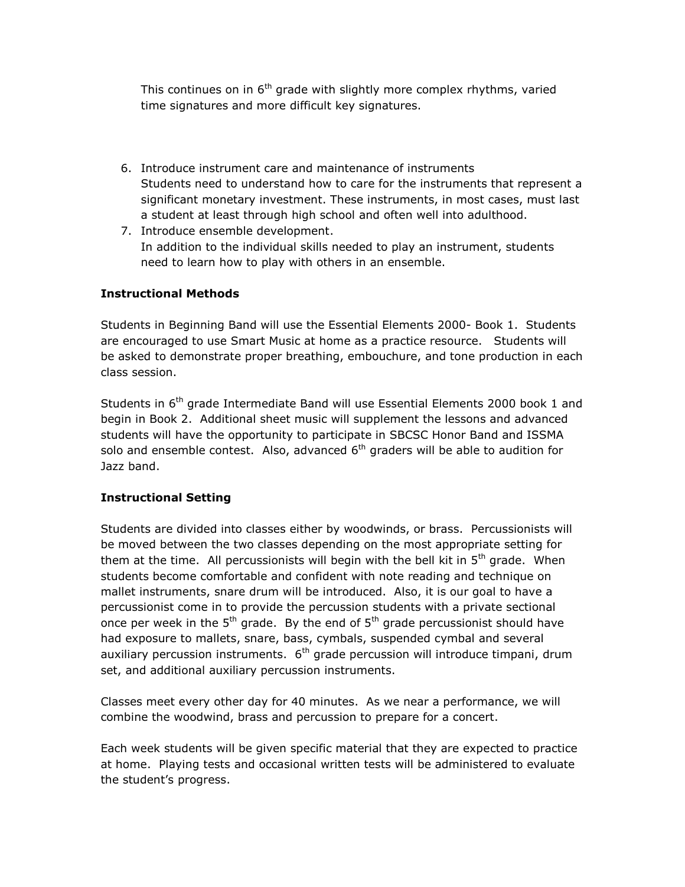This continues on in 6th grade with slightly more complex rhythms, varied time signatures and more difficult key signatures.

6. Introduce instrument care and maintenance of instruments
   Students need to understand how to care for the instruments that represent a significant monetary investment. These instruments, in most cases, must last a student at least through high school and often well into adulthood.
7. Introduce ensemble development.
   In addition to the individual skills needed to play an instrument, students need to learn how to play with others in an ensemble.

**Instructional Methods**

Students in Beginning Band will use the Essential Elements 2000- Book 1. Students are encouraged to use Smart Music at home as a practice resource. Students will be asked to demonstrate proper breathing, embouchure, and tone production in each class session.

Students in 6th grade Intermediate Band will use Essential Elements 2000 book 1 and begin in Book 2. Additional sheet music will supplement the lessons and advanced students will have the opportunity to participate in SBCSC Honor Band and ISSMA solo and ensemble contest. Also, advanced 6th graders will be able to audition for Jazz band.

**Instructional Setting**

Students are divided into classes either by woodwinds, or brass. Percussionists will be moved between the two classes depending on the most appropriate setting for them at the time. All percussionists will begin with the bell kit in 5th grade. When students become comfortable and confident with note reading and technique on mallet instruments, snare drum will be introduced. Also, it is our goal to have a percussionist come in to provide the percussion students with a private sectional once per week in the 5th grade. By the end of 5th grade percussionist should have had exposure to mallets, snare, bass, cymbals, suspended cymbal and several auxiliary percussion instruments. 6th grade percussion will introduce timpani, drum set, and additional auxiliary percussion instruments.

Classes meet every other day for 40 minutes. As we near a performance, we will combine the woodwind, brass and percussion to prepare for a concert.

Each week students will be given specific material that they are expected to practice at home. Playing tests and occasional written tests will be administered to evaluate the student's progress.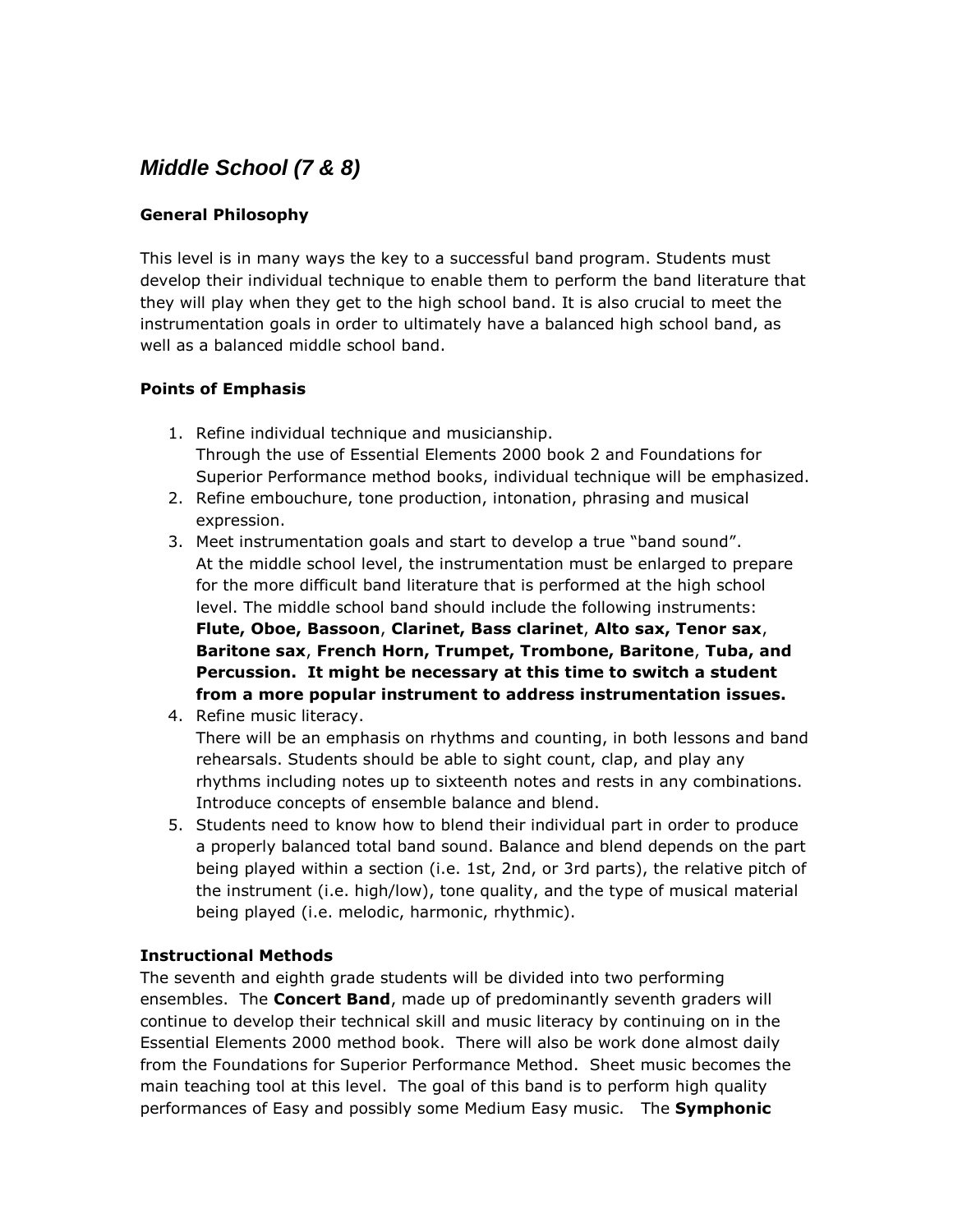## *Middle School (7 & 8)*

**General Philosophy**

This level is in many ways the key to a successful band program. Students must develop their individual technique to enable them to perform the band literature that they will play when they get to the high school band. It is also crucial to meet the instrumentation goals in order to ultimately have a balanced high school band, as well as a balanced middle school band.

**Points of Emphasis**

1. Refine individual technique and musicianship.
   Through the use of Essential Elements 2000 book 2 and Foundations for Superior Performance method books, individual technique will be emphasized.
2. Refine embouchure, tone production, intonation, phrasing and musical expression.
3. Meet instrumentation goals and start to develop a true "band sound".
   At the middle school level, the instrumentation must be enlarged to prepare for the more difficult band literature that is performed at the high school level. The middle school band should include the following instruments: **Flute, Oboe, Bassoon**, **Clarinet, Bass clarinet**, **Alto sax, Tenor sax**, **Baritone sax**, **French Horn, Trumpet, Trombone, Baritone**, **Tuba, and Percussion. It might be necessary at this time to switch a student from a more popular instrument to address instrumentation issues.**
4. Refine music literacy.
   There will be an emphasis on rhythms and counting, in both lessons and band rehearsals. Students should be able to sight count, clap, and play any rhythms including notes up to sixteenth notes and rests in any combinations. Introduce concepts of ensemble balance and blend.
5. Students need to know how to blend their individual part in order to produce a properly balanced total band sound. Balance and blend depends on the part being played within a section (i.e. 1st, 2nd, or 3rd parts), the relative pitch of the instrument (i.e. high/low), tone quality, and the type of musical material being played (i.e. melodic, harmonic, rhythmic).

**Instructional Methods**

The seventh and eighth grade students will be divided into two performing ensembles. The **Concert Band**, made up of predominantly seventh graders will continue to develop their technical skill and music literacy by continuing on in the Essential Elements 2000 method book. There will also be work done almost daily from the Foundations for Superior Performance Method. Sheet music becomes the main teaching tool at this level. The goal of this band is to perform high quality performances of Easy and possibly some Medium Easy music. The **Symphonic**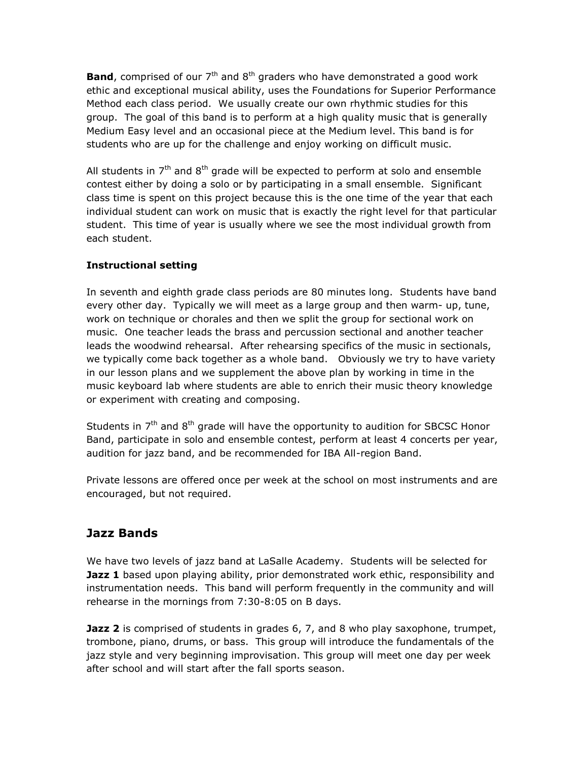**Band**, comprised of our 7th and 8th graders who have demonstrated a good work ethic and exceptional musical ability, uses the Foundations for Superior Performance Method each class period. We usually create our own rhythmic studies for this group. The goal of this band is to perform at a high quality music that is generally Medium Easy level and an occasional piece at the Medium level. This band is for students who are up for the challenge and enjoy working on difficult music.

All students in 7th and 8th grade will be expected to perform at solo and ensemble contest either by doing a solo or by participating in a small ensemble. Significant class time is spent on this project because this is the one time of the year that each individual student can work on music that is exactly the right level for that particular student. This time of year is usually where we see the most individual growth from each student.

**Instructional setting**

In seventh and eighth grade class periods are 80 minutes long. Students have band every other day. Typically we will meet as a large group and then warm- up, tune, work on technique or chorales and then we split the group for sectional work on music. One teacher leads the brass and percussion sectional and another teacher leads the woodwind rehearsal. After rehearsing specifics of the music in sectionals, we typically come back together as a whole band. Obviously we try to have variety in our lesson plans and we supplement the above plan by working in time in the music keyboard lab where students are able to enrich their music theory knowledge or experiment with creating and composing.

Students in 7th and 8th grade will have the opportunity to audition for SBCSC Honor Band, participate in solo and ensemble contest, perform at least 4 concerts per year, audition for jazz band, and be recommended for IBA All-region Band.

Private lessons are offered once per week at the school on most instruments and are encouraged, but not required.

## Jazz Bands

We have two levels of jazz band at LaSalle Academy. Students will be selected for **Jazz 1** based upon playing ability, prior demonstrated work ethic, responsibility and instrumentation needs. This band will perform frequently in the community and will rehearse in the mornings from 7:30-8:05 on B days.

**Jazz 2** is comprised of students in grades 6, 7, and 8 who play saxophone, trumpet, trombone, piano, drums, or bass. This group will introduce the fundamentals of the jazz style and very beginning improvisation. This group will meet one day per week after school and will start after the fall sports season.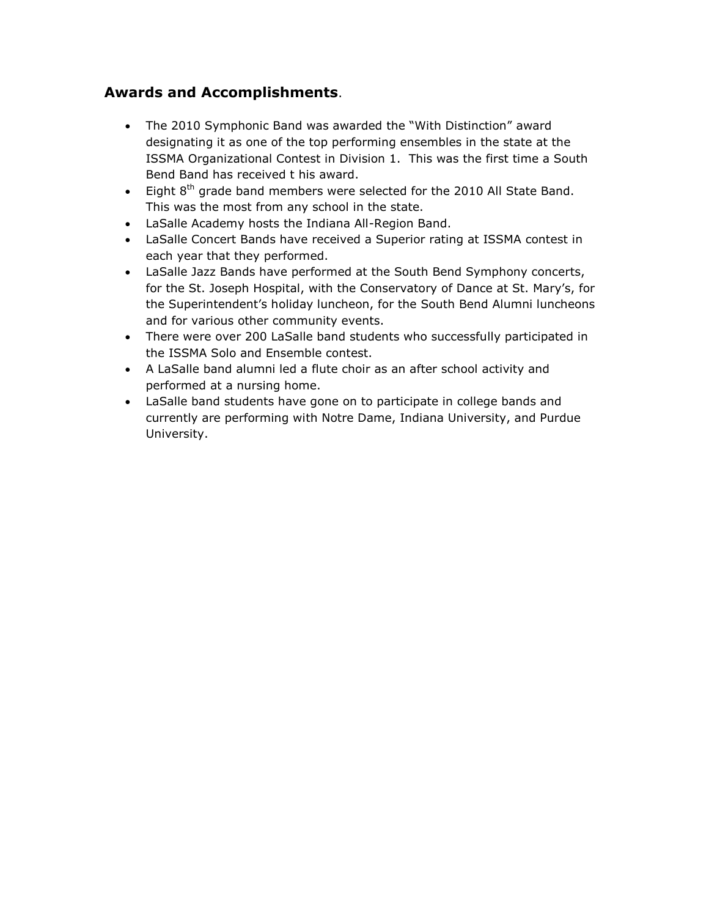## Awards and Accomplishments.

- The 2010 Symphonic Band was awarded the “With Distinction” award designating it as one of the top performing ensembles in the state at the ISSMA Organizational Contest in Division 1. This was the first time a South Bend Band has received t his award.
- Eight 8th grade band members were selected for the 2010 All State Band. This was the most from any school in the state.
- LaSalle Academy hosts the Indiana All-Region Band.
- LaSalle Concert Bands have received a Superior rating at ISSMA contest in each year that they performed.
- LaSalle Jazz Bands have performed at the South Bend Symphony concerts, for the St. Joseph Hospital, with the Conservatory of Dance at St. Mary’s, for the Superintendent’s holiday luncheon, for the South Bend Alumni luncheons and for various other community events.
- There were over 200 LaSalle band students who successfully participated in the ISSMA Solo and Ensemble contest.
- A LaSalle band alumni led a flute choir as an after school activity and performed at a nursing home.
- LaSalle band students have gone on to participate in college bands and currently are performing with Notre Dame, Indiana University, and Purdue University.